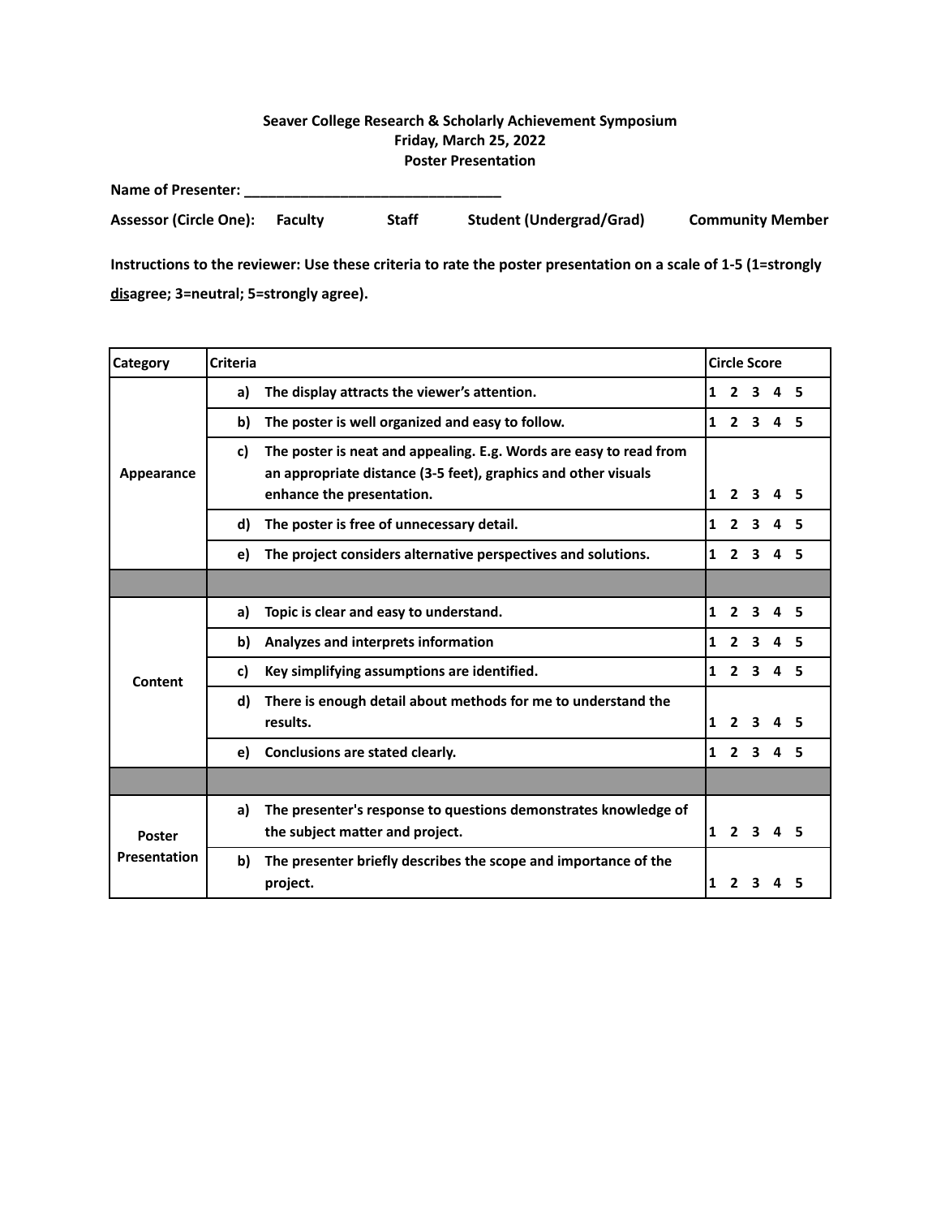**Seaver College Research & Scholarly Achievement Symposium**
**Friday, March 25, 2022**
**Poster Presentation**

**Name of Presenter: ________________________________**

**Assessor (Circle One):** **Faculty** **Staff** **Student (Undergrad/Grad)** **Community Member**

**Instructions to the reviewer: Use these criteria to rate the poster presentation on a scale of 1-5 (1=strongly <u>dis</u>agree; 3=neutral; 5=strongly agree).**

| Category | Criteria | Circle Score |
|---|---|---|
| **Appearance** | **a) The display attracts the viewer's attention.** | **1 2 3 4 5** |
| | **b) The poster is well organized and easy to follow.** | **1 2 3 4 5** |
| | **c) The poster is neat and appealing. E.g. Words are easy to read from an appropriate distance (3-5 feet), graphics and other visuals enhance the presentation.** | **1 2 3 4 5** |
| | **d) The poster is free of unnecessary detail.** | **1 2 3 4 5** |
| | **e) The project considers alternative perspectives and solutions.** | **1 2 3 4 5** |
| | | |
| **Content** | **a) Topic is clear and easy to understand.** | **1 2 3 4 5** |
| | **b) Analyzes and interprets information** | **1 2 3 4 5** |
| | **c) Key simplifying assumptions are identified.** | **1 2 3 4 5** |
| | **d) There is enough detail about methods for me to understand the results.** | **1 2 3 4 5** |
| | **e) Conclusions are stated clearly.** | **1 2 3 4 5** |
| | | |
| **Poster Presentation** | **a) The presenter's response to questions demonstrates knowledge of the subject matter and project.** | **1 2 3 4 5** |
| | **b) The presenter briefly describes the scope and importance of the project.** | **1 2 3 4 5** |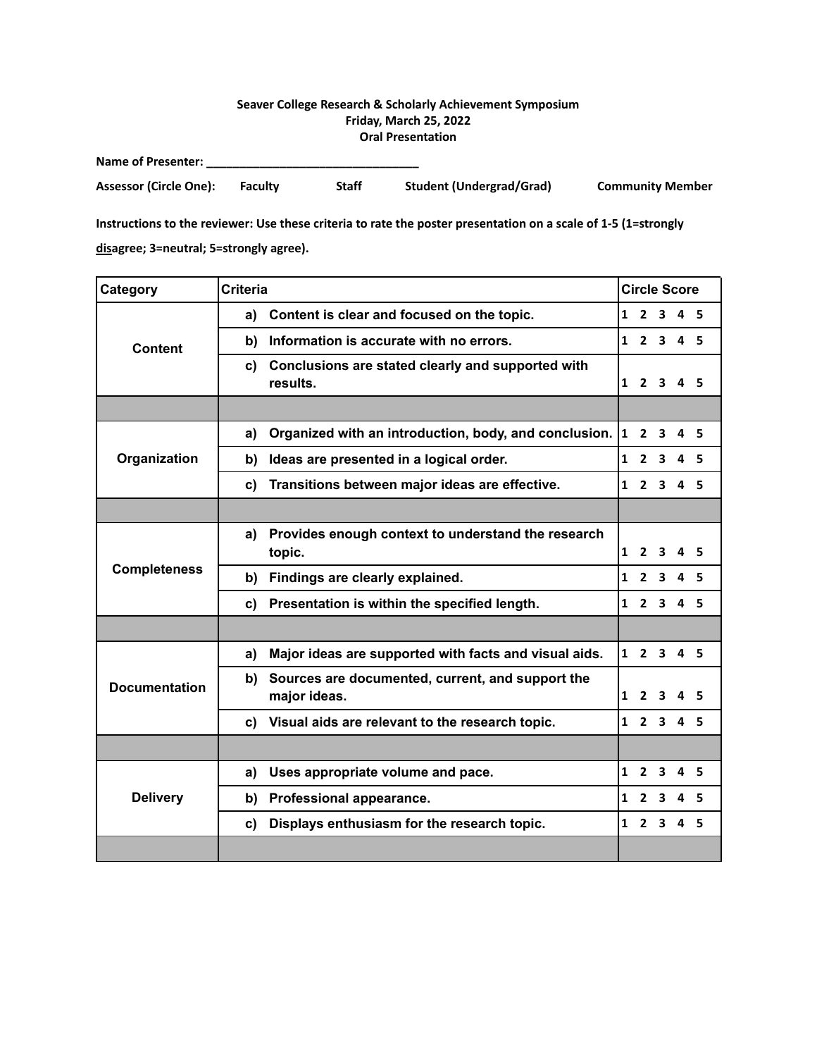**Seaver College Research & Scholarly Achievement Symposium**
**Friday, March 25, 2022**
**Oral Presentation**

**Name of Presenter: _________________________________**

**Assessor (Circle One):** **Faculty** **Staff** **Student (Undergrad/Grad)** **Community Member**

**Instructions to the reviewer: Use these criteria to rate the poster presentation on a scale of 1-5 (1=strongly <u>dis</u>agree; 3=neutral; 5=strongly agree).**

| Category | Criteria | Circle Score |
|---|---|---|
| **Content** | **a) Content is clear and focused on the topic.** | **1 2 3 4 5** |
| | **b) Information is accurate with no errors.** | **1 2 3 4 5** |
| | **c) Conclusions are stated clearly and supported with results.** | **1 2 3 4 5** |
| | | |
| **Organization** | **a) Organized with an introduction, body, and conclusion.** | **1 2 3 4 5** |
| | **b) Ideas are presented in a logical order.** | **1 2 3 4 5** |
| | **c) Transitions between major ideas are effective.** | **1 2 3 4 5** |
| | | |
| **Completeness** | **a) Provides enough context to understand the research topic.** | **1 2 3 4 5** |
| | **b) Findings are clearly explained.** | **1 2 3 4 5** |
| | **c) Presentation is within the specified length.** | **1 2 3 4 5** |
| | | |
| **Documentation** | **a) Major ideas are supported with facts and visual aids.** | **1 2 3 4 5** |
| | **b) Sources are documented, current, and support the major ideas.** | **1 2 3 4 5** |
| | **c) Visual aids are relevant to the research topic.** | **1 2 3 4 5** |
| | | |
| **Delivery** | **a) Uses appropriate volume and pace.** | **1 2 3 4 5** |
| | **b) Professional appearance.** | **1 2 3 4 5** |
| | **c) Displays enthusiasm for the research topic.** | **1 2 3 4 5** |
| | | |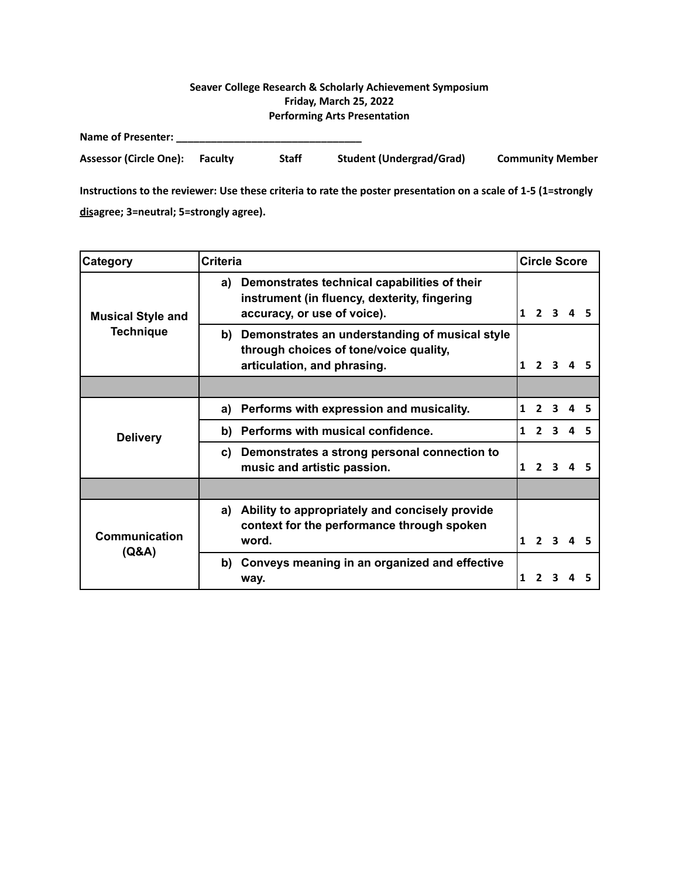**Seaver College Research & Scholarly Achievement Symposium**
**Friday, March 25, 2022**
**Performing Arts Presentation**

**Name of Presenter: ________________________________**

**Assessor (Circle One): Faculty Staff Student (Undergrad/Grad) Community Member**

**Instructions to the reviewer: Use these criteria to rate the poster presentation on a scale of 1-5 (1=strongly <u>dis</u>agree; 3=neutral; 5=strongly agree).**

| Category | Criteria | Circle Score |
|---|---|---|
| **Musical Style and Technique** | **a) Demonstrates technical capabilities of their instrument (in fluency, dexterity, fingering accuracy, or use of voice).** | 1 2 3 4 5 |
| | **b) Demonstrates an understanding of musical style through choices of tone/voice quality, articulation, and phrasing.** | 1 2 3 4 5 |
| | | |
| **Delivery** | **a) Performs with expression and musicality.** | 1 2 3 4 5 |
| | **b) Performs with musical confidence.** | 1 2 3 4 5 |
| | **c) Demonstrates a strong personal connection to music and artistic passion.** | 1 2 3 4 5 |
| | | |
| **Communication (Q&A)** | **a) Ability to appropriately and concisely provide context for the performance through spoken word.** | 1 2 3 4 5 |
| | **b) Conveys meaning in an organized and effective way.** | 1 2 3 4 5 |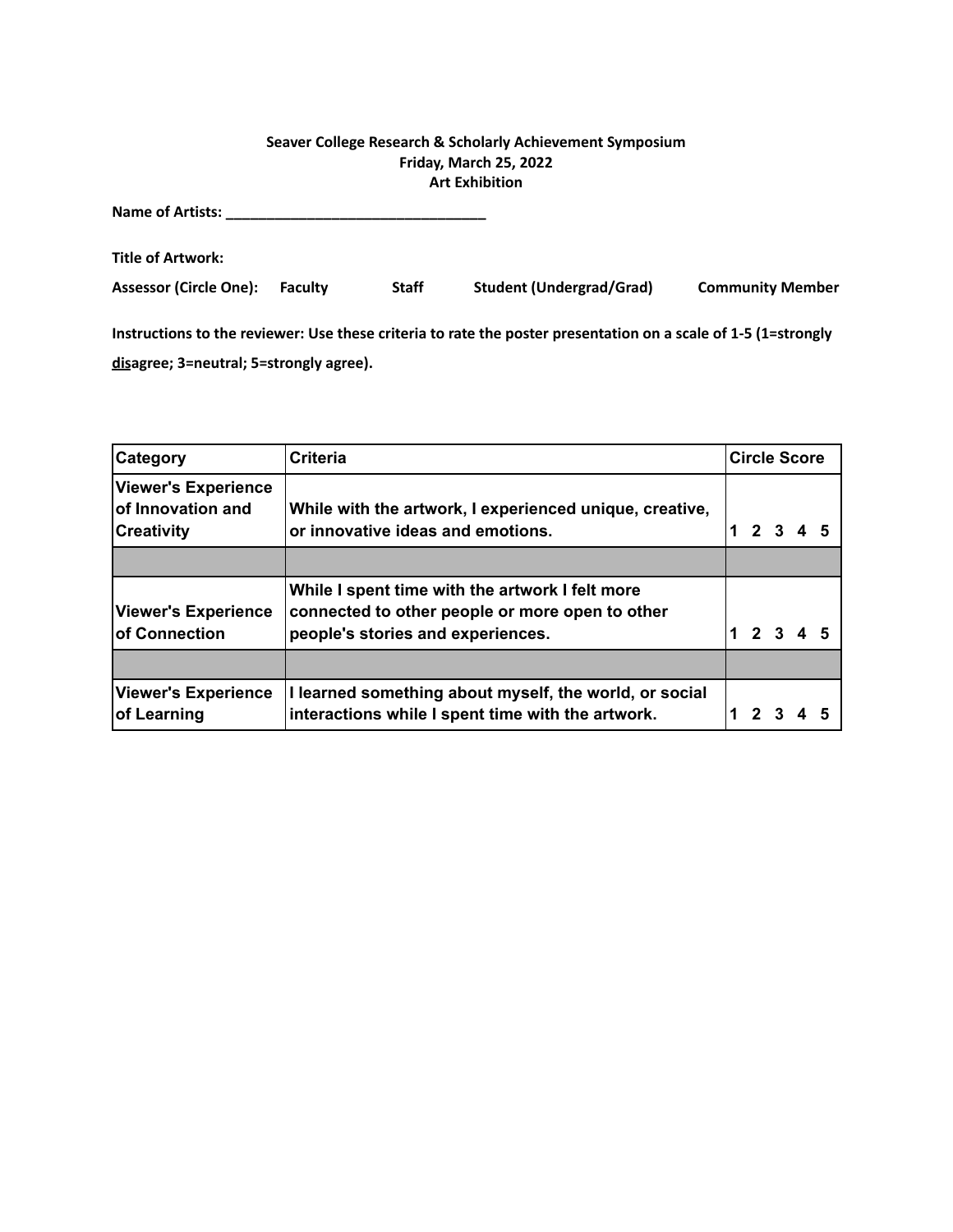**Seaver College Research & Scholarly Achievement Symposium**
**Friday, March 25, 2022**
**Art Exhibition**

**Name of Artists: ________________________________**

**Title of Artwork:**

**Assessor (Circle One):** **Faculty** **Staff** **Student (Undergrad/Grad)** **Community Member**

**Instructions to the reviewer: Use these criteria to rate the poster presentation on a scale of 1-5 (1=strongly <u>dis</u>agree; 3=neutral; 5=strongly agree).**

| Category | Criteria | Circle Score |
|---|---|---|
| **Viewer's Experience of Innovation and Creativity** | **While with the artwork, I experienced unique, creative, or innovative ideas and emotions.** | **1 2 3 4 5** |
| | | |
| **Viewer's Experience of Connection** | **While I spent time with the artwork I felt more connected to other people or more open to other people's stories and experiences.** | **1 2 3 4 5** |
| | | |
| **Viewer's Experience of Learning** | **I learned something about myself, the world, or social interactions while I spent time with the artwork.** | **1 2 3 4 5** |